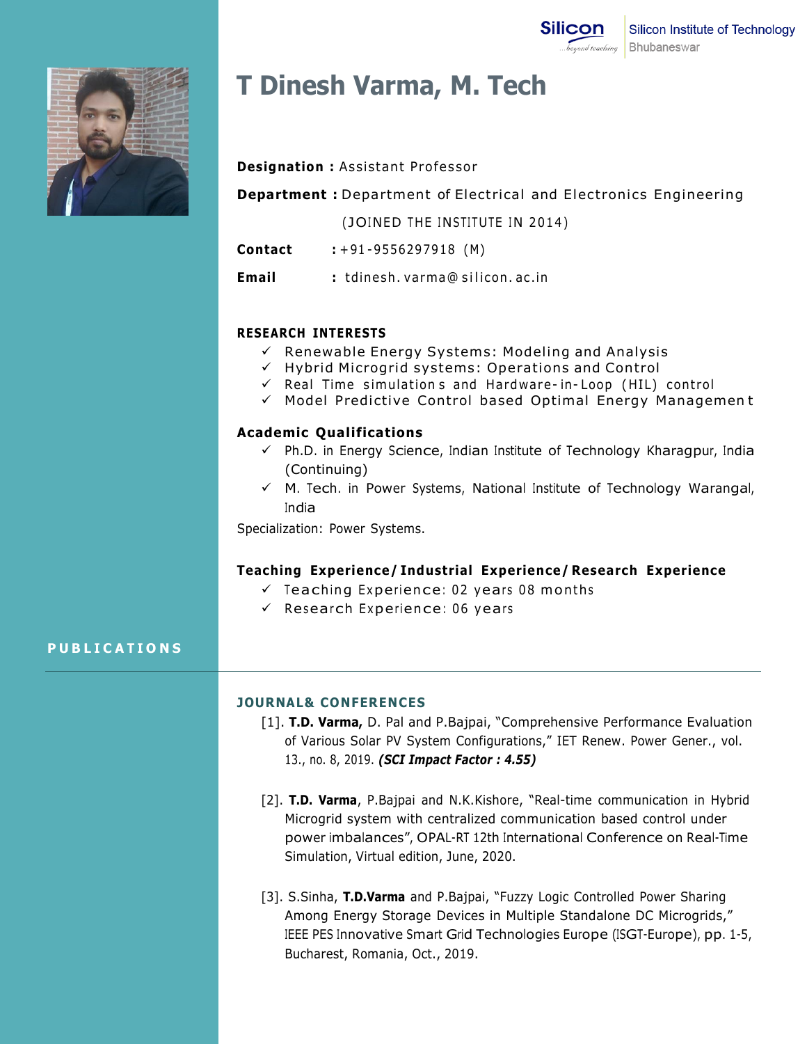Silicon Institute of Technology
Bhubaneswar

# T Dinesh Varma, M. Tech

**Designation :** Assistant Professor

**Department :** Department of Electrical and Electronics Engineering

(JOINED THE INSTITUTE IN 2014)

**Contact** : +91-9556297918 (M)

**Email** : tdinesh.varma@silicon.ac.in

## RESEARCH INTERESTS

- ✓ Renewable Energy Systems: Modeling and Analysis
- ✓ Hybrid Microgrid systems: Operations and Control
- ✓ Real Time simulations and Hardware-in-Loop (HIL) control
- ✓ Model Predictive Control based Optimal Energy Management

## Academic Qualifications

- ✓ Ph.D. in Energy Science, Indian Institute of Technology Kharagpur, India (Continuing)
- ✓ M. Tech. in Power Systems, National Institute of Technology Warangal, India

Specialization: Power Systems.

## Teaching Experience/Industrial Experience/Research Experience

- ✓ Teaching Experience: 02 years 08 months
- ✓ Research Experience: 06 years

## PUBLICATIONS

### JOURNAL& CONFERENCES

[1]. **T.D. Varma,** D. Pal and P.Bajpai, "Comprehensive Performance Evaluation of Various Solar PV System Configurations," IET Renew. Power Gener., vol. 13., no. 8, 2019. ***(SCI Impact Factor : 4.55)***

[2]. **T.D. Varma**, P.Bajpai and N.K.Kishore, "Real-time communication in Hybrid Microgrid system with centralized communication based control under power imbalances", OPAL-RT 12th International Conference on Real-Time Simulation, Virtual edition, June, 2020.

[3]. S.Sinha, **T.D.Varma** and P.Bajpai, "Fuzzy Logic Controlled Power Sharing Among Energy Storage Devices in Multiple Standalone DC Microgrids," IEEE PES Innovative Smart Grid Technologies Europe (ISGT-Europe), pp. 1-5, Bucharest, Romania, Oct., 2019.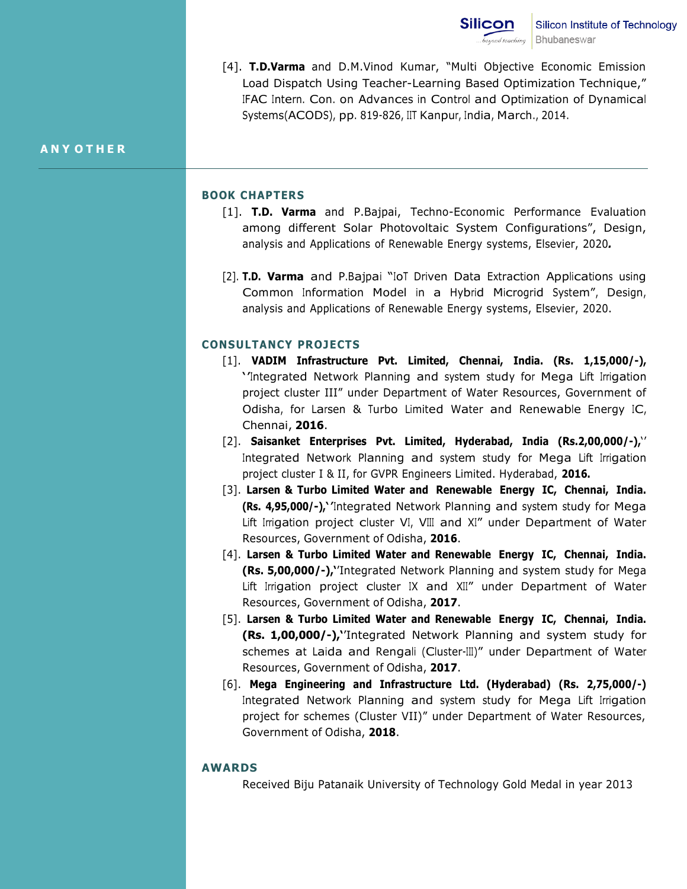[4]. **T.D.Varma** and D.M.Vinod Kumar, "Multi Objective Economic Emission Load Dispatch Using Teacher-Learning Based Optimization Technique," IFAC Intern. Con. on Advances in Control and Optimization of Dynamical Systems(ACODS), pp. 819-826, IIT Kanpur, India, March., 2014.

## ANY OTHER

### BOOK CHAPTERS

[1]. **T.D. Varma** and P.Bajpai, Techno-Economic Performance Evaluation among different Solar Photovoltaic System Configurations", Design, analysis and Applications of Renewable Energy systems, Elsevier, 2020***.***

[2]. **T.D. Varma** and P.Bajpai "IoT Driven Data Extraction Applications using Common Information Model in a Hybrid Microgrid System", Design, analysis and Applications of Renewable Energy systems, Elsevier, 2020.

### CONSULTANCY PROJECTS

[1]. **VADIM Infrastructure Pvt. Limited, Chennai, India. (Rs. 1,15,000/-),** '"Integrated Network Planning and system study for Mega Lift Irrigation project cluster III" under Department of Water Resources, Government of Odisha, for Larsen & Turbo Limited Water and Renewable Energy IC, Chennai, **2016**.

[2]. **Saisanket Enterprises Pvt. Limited, Hyderabad, India (Rs.2,00,000/-),**'' Integrated Network Planning and system study for Mega Lift Irrigation project cluster I & II, for GVPR Engineers Limited. Hyderabad, **2016.**

[3]. **Larsen & Turbo Limited Water and Renewable Energy IC, Chennai, India. (Rs. 4,95,000/-),**'"Integrated Network Planning and system study for Mega Lift Irrigation project cluster VI, VIII and XI" under Department of Water Resources, Government of Odisha, **2016**.

[4]. **Larsen & Turbo Limited Water and Renewable Energy IC, Chennai, India. (Rs. 5,00,000/-),**'"Integrated Network Planning and system study for Mega Lift Irrigation project cluster IX and XII" under Department of Water Resources, Government of Odisha, **2017**.

[5]. **Larsen & Turbo Limited Water and Renewable Energy IC, Chennai, India. (Rs. 1,00,000/-),**'"Integrated Network Planning and system study for schemes at Laida and Rengali (Cluster-III)" under Department of Water Resources, Government of Odisha, **2017**.

[6]. **Mega Engineering and Infrastructure Ltd. (Hyderabad) (Rs. 2,75,000/-)** Integrated Network Planning and system study for Mega Lift Irrigation project for schemes (Cluster VII)" under Department of Water Resources, Government of Odisha, **2018**.

### AWARDS

Received Biju Patanaik University of Technology Gold Medal in year 2013